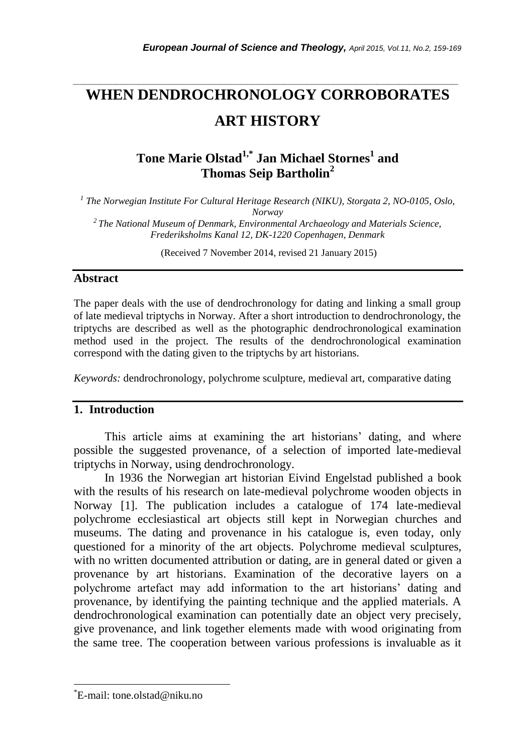# WHEN DENDROCHRONOLOGY CORROBORATES ART HISTORY

## Tone Marie Olstad[1,*] Jan Michael Stornes[1] and Thomas Seip Bartholin[2]

*[1] The Norwegian Institute For Cultural Heritage Research (NIKU), Storgata 2, NO-0105, Oslo, Norway*
*[2] The National Museum of Denmark, Environmental Archaeology and Materials Science, Frederiksholms Kanal 12, DK-1220 Copenhagen, Denmark*

(Received 7 November 2014, revised 21 January 2015)

## Abstract

The paper deals with the use of dendrochronology for dating and linking a small group of late medieval triptychs in Norway. After a short introduction to dendrochronology, the triptychs are described as well as the photographic dendrochronological examination method used in the project. The results of the dendrochronological examination correspond with the dating given to the triptychs by art historians.

*Keywords:* dendrochronology, polychrome sculpture, medieval art, comparative dating

## 1. Introduction

This article aims at examining the art historians' dating, and where possible the suggested provenance, of a selection of imported late-medieval triptychs in Norway, using dendrochronology.

In 1936 the Norwegian art historian Eivind Engelstad published a book with the results of his research on late-medieval polychrome wooden objects in Norway [1]. The publication includes a catalogue of 174 late-medieval polychrome ecclesiastical art objects still kept in Norwegian churches and museums. The dating and provenance in his catalogue is, even today, only questioned for a minority of the art objects. Polychrome medieval sculptures, with no written documented attribution or dating, are in general dated or given a provenance by art historians. Examination of the decorative layers on a polychrome artefact may add information to the art historians' dating and provenance, by identifying the painting technique and the applied materials. A dendrochronological examination can potentially date an object very precisely, give provenance, and link together elements made with wood originating from the same tree. The cooperation between various professions is invaluable as it

---

[*] E-mail: tone.olstad@niku.no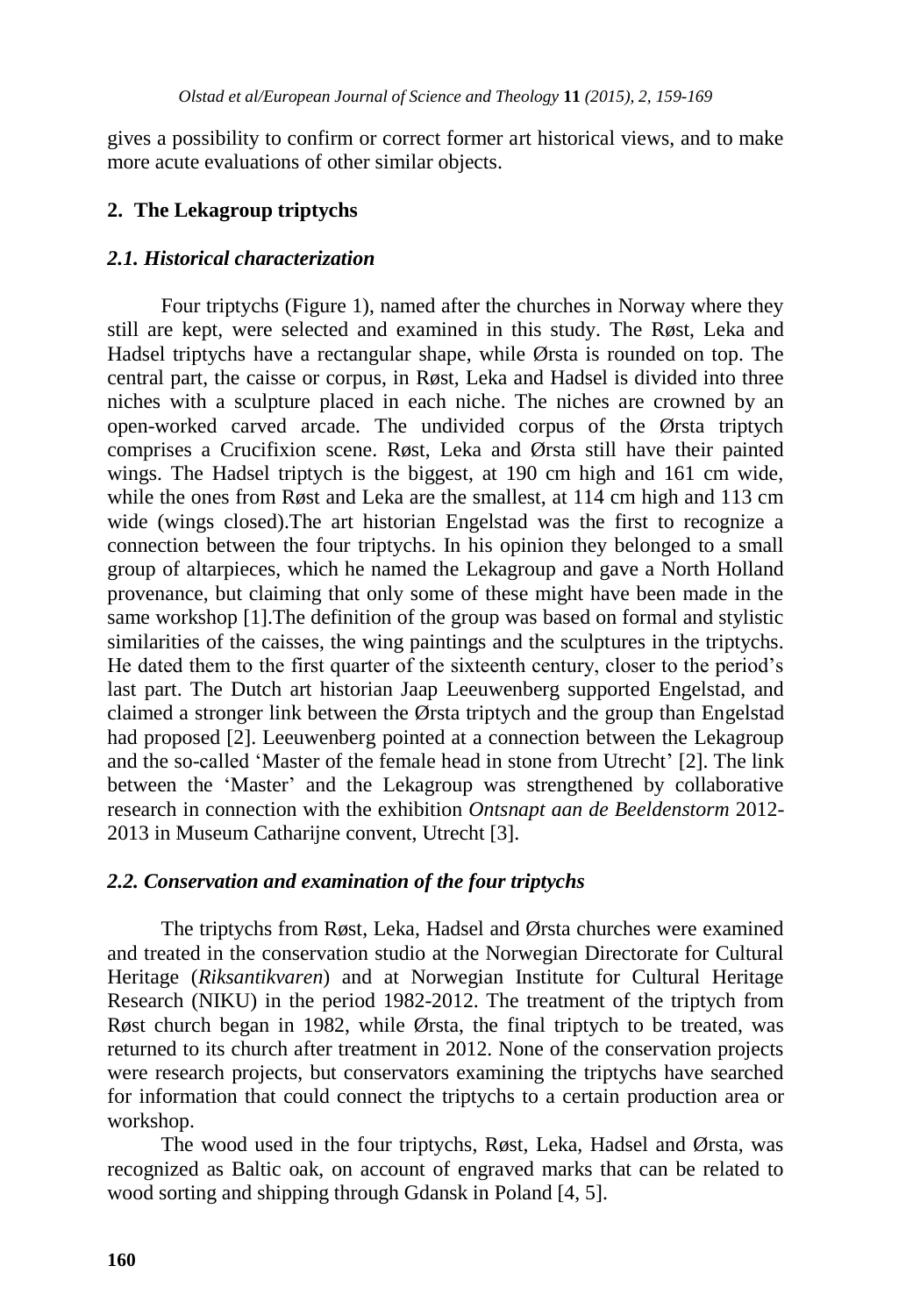gives a possibility to confirm or correct former art historical views, and to make more acute evaluations of other similar objects.

## 2. The Lekagroup triptychs

### *2.1. Historical characterization*

Four triptychs (Figure 1), named after the churches in Norway where they still are kept, were selected and examined in this study. The Røst, Leka and Hadsel triptychs have a rectangular shape, while Ørsta is rounded on top. The central part, the caisse or corpus, in Røst, Leka and Hadsel is divided into three niches with a sculpture placed in each niche. The niches are crowned by an open-worked carved arcade. The undivided corpus of the Ørsta triptych comprises a Crucifixion scene. Røst, Leka and Ørsta still have their painted wings. The Hadsel triptych is the biggest, at 190 cm high and 161 cm wide, while the ones from Røst and Leka are the smallest, at 114 cm high and 113 cm wide (wings closed).The art historian Engelstad was the first to recognize a connection between the four triptychs. In his opinion they belonged to a small group of altarpieces, which he named the Lekagroup and gave a North Holland provenance, but claiming that only some of these might have been made in the same workshop [1].The definition of the group was based on formal and stylistic similarities of the caisses, the wing paintings and the sculptures in the triptychs. He dated them to the first quarter of the sixteenth century, closer to the period's last part. The Dutch art historian Jaap Leeuwenberg supported Engelstad, and claimed a stronger link between the Ørsta triptych and the group than Engelstad had proposed [2]. Leeuwenberg pointed at a connection between the Lekagroup and the so-called 'Master of the female head in stone from Utrecht' [2]. The link between the 'Master' and the Lekagroup was strengthened by collaborative research in connection with the exhibition *Ontsnapt aan de Beeldenstorm* 2012-2013 in Museum Catharijne convent, Utrecht [3].

### *2.2. Conservation and examination of the four triptychs*

The triptychs from Røst, Leka, Hadsel and Ørsta churches were examined and treated in the conservation studio at the Norwegian Directorate for Cultural Heritage (*Riksantikvaren*) and at Norwegian Institute for Cultural Heritage Research (NIKU) in the period 1982-2012. The treatment of the triptych from Røst church began in 1982, while Ørsta, the final triptych to be treated, was returned to its church after treatment in 2012. None of the conservation projects were research projects, but conservators examining the triptychs have searched for information that could connect the triptychs to a certain production area or workshop.

The wood used in the four triptychs, Røst, Leka, Hadsel and Ørsta, was recognized as Baltic oak, on account of engraved marks that can be related to wood sorting and shipping through Gdansk in Poland [4, 5].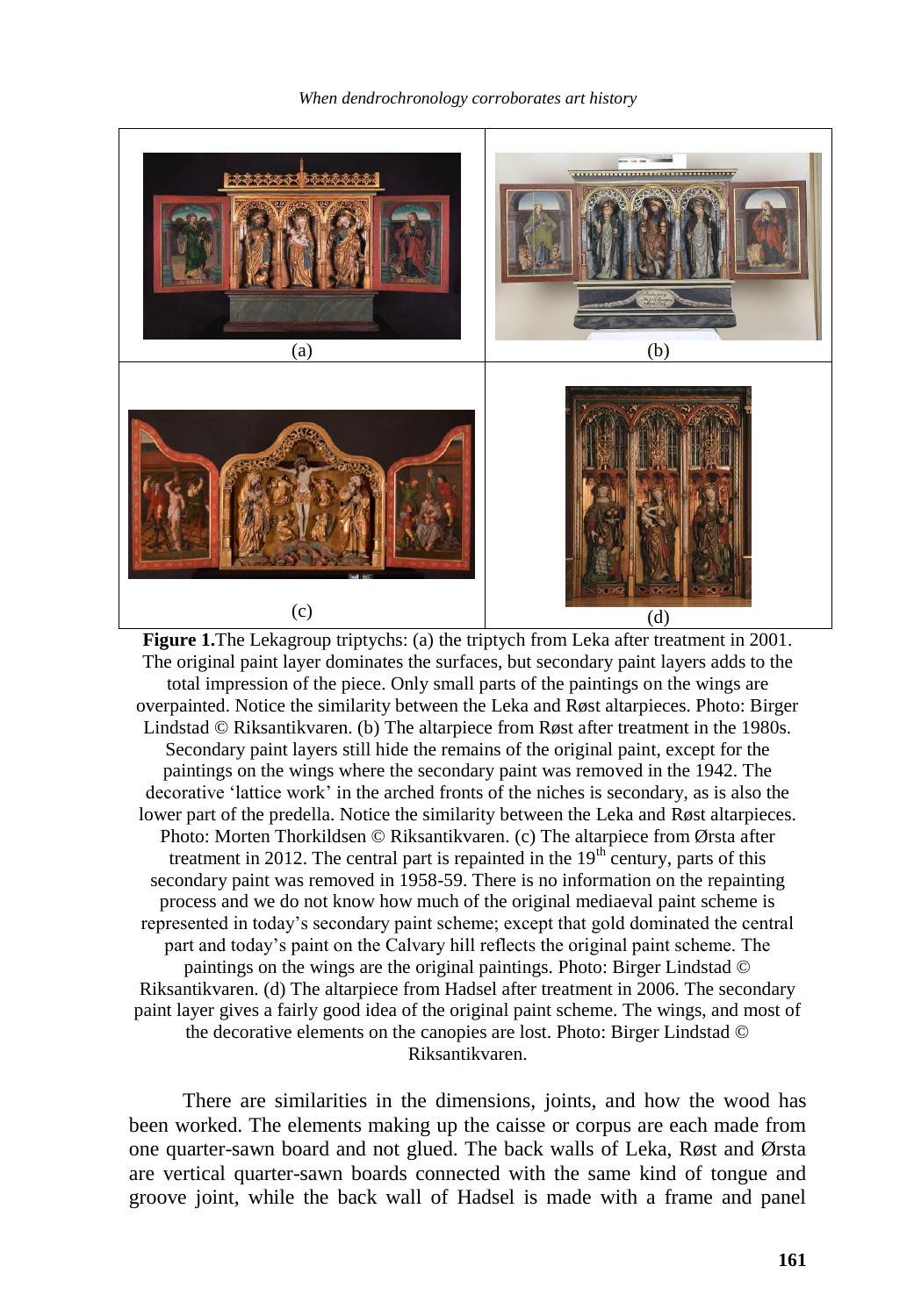(a)

(b)

(c)

(d)

**Figure 1.**The Lekagroup triptychs: (a) the triptych from Leka after treatment in 2001. The original paint layer dominates the surfaces, but secondary paint layers adds to the total impression of the piece. Only small parts of the paintings on the wings are overpainted. Notice the similarity between the Leka and Røst altarpieces. Photo: Birger Lindstad © Riksantikvaren. (b) The altarpiece from Røst after treatment in the 1980s. Secondary paint layers still hide the remains of the original paint, except for the paintings on the wings where the secondary paint was removed in the 1942. The decorative 'lattice work' in the arched fronts of the niches is secondary, as is also the lower part of the predella. Notice the similarity between the Leka and Røst altarpieces. Photo: Morten Thorkildsen © Riksantikvaren. (c) The altarpiece from Ørsta after treatment in 2012. The central part is repainted in the 19th century, parts of this secondary paint was removed in 1958-59. There is no information on the repainting process and we do not know how much of the original mediaeval paint scheme is represented in today's secondary paint scheme; except that gold dominated the central part and today's paint on the Calvary hill reflects the original paint scheme. The paintings on the wings are the original paintings. Photo: Birger Lindstad © Riksantikvaren. (d) The altarpiece from Hadsel after treatment in 2006. The secondary paint layer gives a fairly good idea of the original paint scheme. The wings, and most of the decorative elements on the canopies are lost. Photo: Birger Lindstad © Riksantikvaren.

There are similarities in the dimensions, joints, and how the wood has been worked. The elements making up the caisse or corpus are each made from one quarter-sawn board and not glued. The back walls of Leka, Røst and Ørsta are vertical quarter-sawn boards connected with the same kind of tongue and groove joint, while the back wall of Hadsel is made with a frame and panel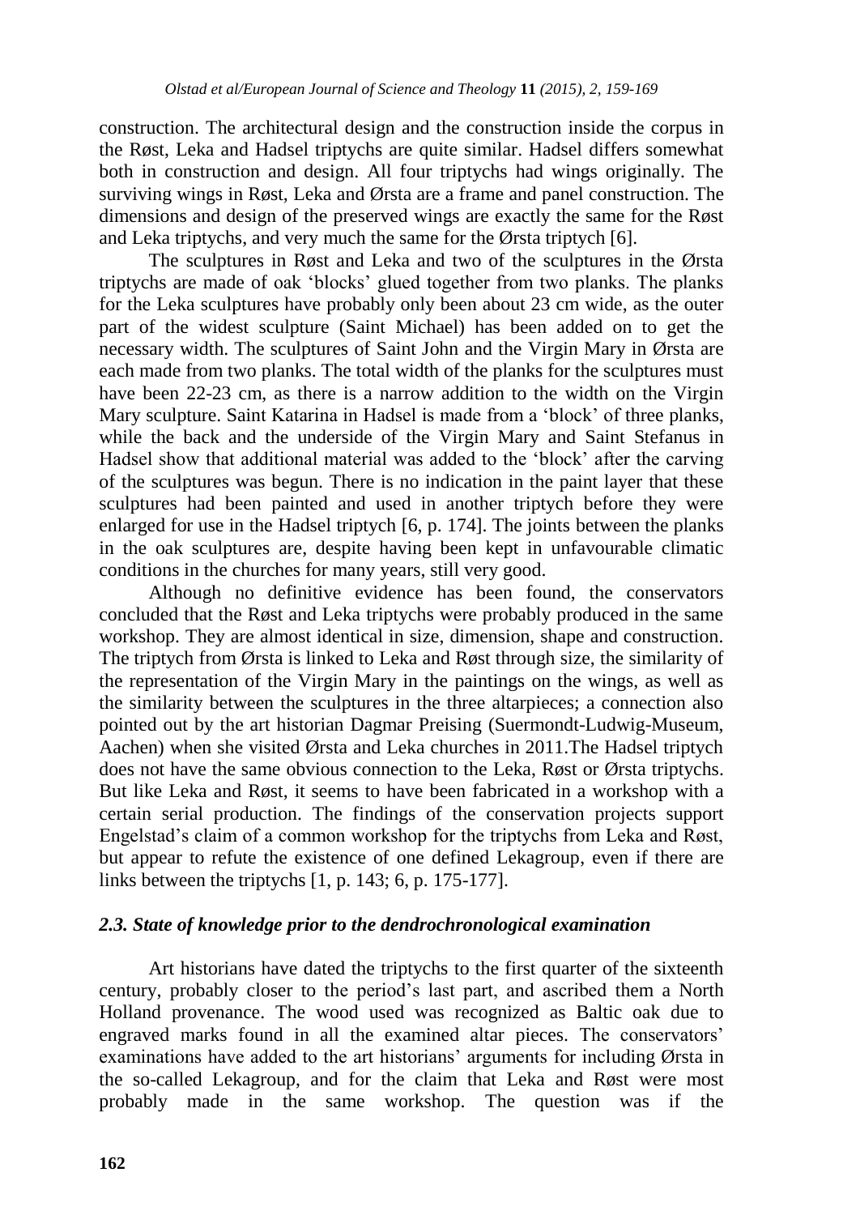construction. The architectural design and the construction inside the corpus in the Røst, Leka and Hadsel triptychs are quite similar. Hadsel differs somewhat both in construction and design. All four triptychs had wings originally. The surviving wings in Røst, Leka and Ørsta are a frame and panel construction. The dimensions and design of the preserved wings are exactly the same for the Røst and Leka triptychs, and very much the same for the Ørsta triptych [6].

The sculptures in Røst and Leka and two of the sculptures in the Ørsta triptychs are made of oak 'blocks' glued together from two planks. The planks for the Leka sculptures have probably only been about 23 cm wide, as the outer part of the widest sculpture (Saint Michael) has been added on to get the necessary width. The sculptures of Saint John and the Virgin Mary in Ørsta are each made from two planks. The total width of the planks for the sculptures must have been 22-23 cm, as there is a narrow addition to the width on the Virgin Mary sculpture. Saint Katarina in Hadsel is made from a 'block' of three planks, while the back and the underside of the Virgin Mary and Saint Stefanus in Hadsel show that additional material was added to the 'block' after the carving of the sculptures was begun. There is no indication in the paint layer that these sculptures had been painted and used in another triptych before they were enlarged for use in the Hadsel triptych [6, p. 174]. The joints between the planks in the oak sculptures are, despite having been kept in unfavourable climatic conditions in the churches for many years, still very good.

Although no definitive evidence has been found, the conservators concluded that the Røst and Leka triptychs were probably produced in the same workshop. They are almost identical in size, dimension, shape and construction. The triptych from Ørsta is linked to Leka and Røst through size, the similarity of the representation of the Virgin Mary in the paintings on the wings, as well as the similarity between the sculptures in the three altarpieces; a connection also pointed out by the art historian Dagmar Preising (Suermondt-Ludwig-Museum, Aachen) when she visited Ørsta and Leka churches in 2011.The Hadsel triptych does not have the same obvious connection to the Leka, Røst or Ørsta triptychs. But like Leka and Røst, it seems to have been fabricated in a workshop with a certain serial production. The findings of the conservation projects support Engelstad's claim of a common workshop for the triptychs from Leka and Røst, but appear to refute the existence of one defined Lekagroup, even if there are links between the triptychs [1, p. 143; 6, p. 175-177].

### *2.3. State of knowledge prior to the dendrochronological examination*

Art historians have dated the triptychs to the first quarter of the sixteenth century, probably closer to the period's last part, and ascribed them a North Holland provenance. The wood used was recognized as Baltic oak due to engraved marks found in all the examined altar pieces. The conservators' examinations have added to the art historians' arguments for including Ørsta in the so-called Lekagroup, and for the claim that Leka and Røst were most probably made in the same workshop. The question was if the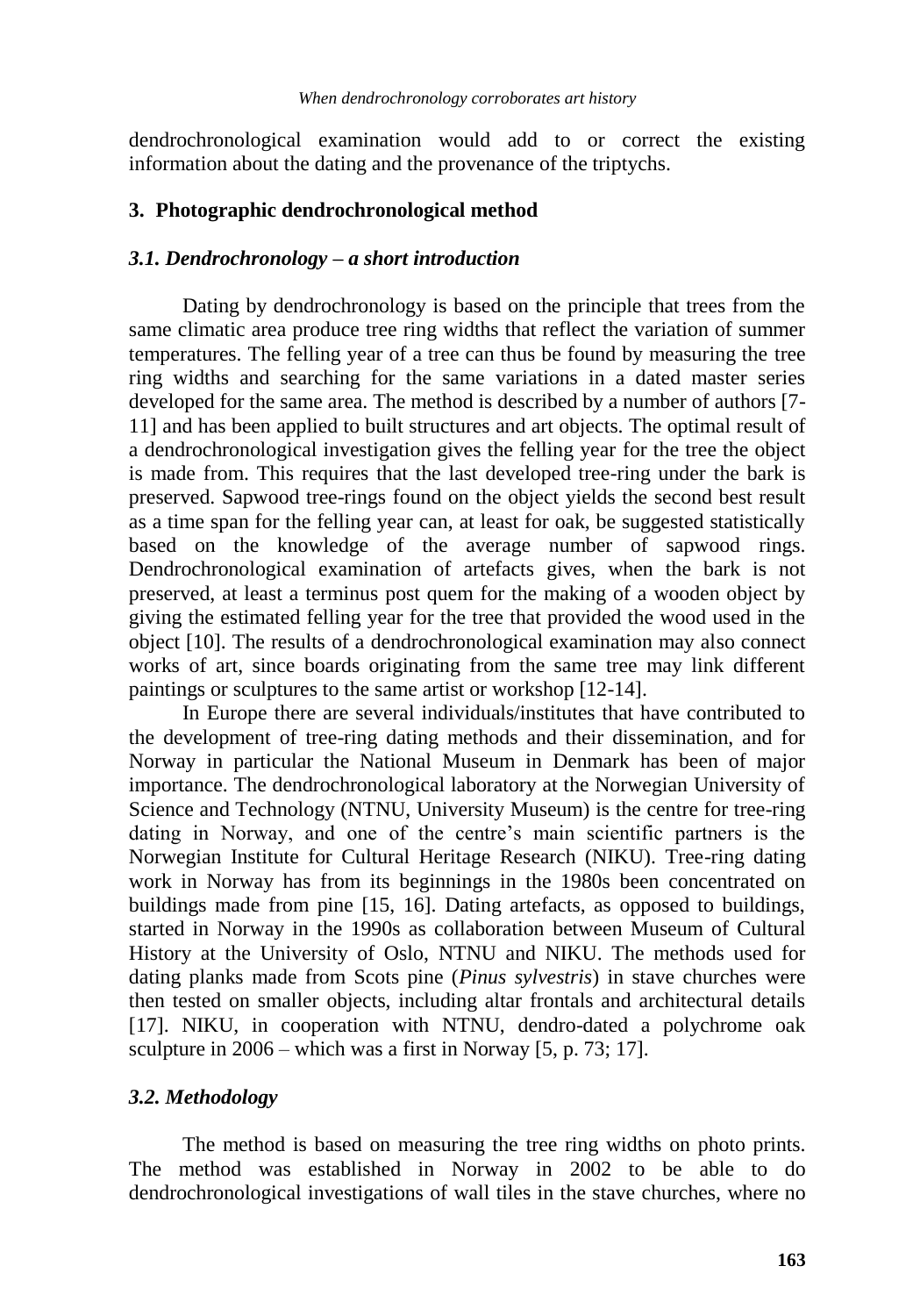dendrochronological examination would add to or correct the existing information about the dating and the provenance of the triptychs.

## 3. Photographic dendrochronological method

### *3.1. Dendrochronology – a short introduction*

Dating by dendrochronology is based on the principle that trees from the same climatic area produce tree ring widths that reflect the variation of summer temperatures. The felling year of a tree can thus be found by measuring the tree ring widths and searching for the same variations in a dated master series developed for the same area. The method is described by a number of authors [7-11] and has been applied to built structures and art objects. The optimal result of a dendrochronological investigation gives the felling year for the tree the object is made from. This requires that the last developed tree-ring under the bark is preserved. Sapwood tree-rings found on the object yields the second best result as a time span for the felling year can, at least for oak, be suggested statistically based on the knowledge of the average number of sapwood rings. Dendrochronological examination of artefacts gives, when the bark is not preserved, at least a terminus post quem for the making of a wooden object by giving the estimated felling year for the tree that provided the wood used in the object [10]. The results of a dendrochronological examination may also connect works of art, since boards originating from the same tree may link different paintings or sculptures to the same artist or workshop [12-14].

In Europe there are several individuals/institutes that have contributed to the development of tree-ring dating methods and their dissemination, and for Norway in particular the National Museum in Denmark has been of major importance. The dendrochronological laboratory at the Norwegian University of Science and Technology (NTNU, University Museum) is the centre for tree-ring dating in Norway, and one of the centre's main scientific partners is the Norwegian Institute for Cultural Heritage Research (NIKU). Tree-ring dating work in Norway has from its beginnings in the 1980s been concentrated on buildings made from pine [15, 16]. Dating artefacts, as opposed to buildings, started in Norway in the 1990s as collaboration between Museum of Cultural History at the University of Oslo, NTNU and NIKU. The methods used for dating planks made from Scots pine (*Pinus sylvestris*) in stave churches were then tested on smaller objects, including altar frontals and architectural details [17]. NIKU, in cooperation with NTNU, dendro-dated a polychrome oak sculpture in 2006 – which was a first in Norway [5, p. 73; 17].

### *3.2. Methodology*

The method is based on measuring the tree ring widths on photo prints. The method was established in Norway in 2002 to be able to do dendrochronological investigations of wall tiles in the stave churches, where no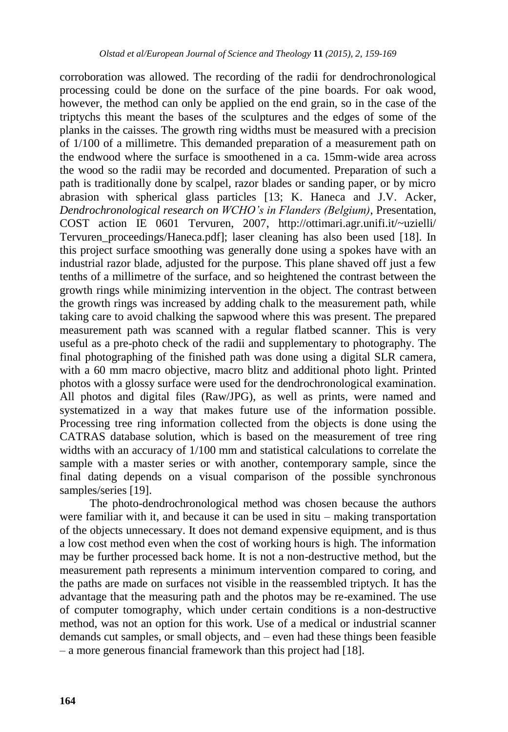corroboration was allowed. The recording of the radii for dendrochronological processing could be done on the surface of the pine boards. For oak wood, however, the method can only be applied on the end grain, so in the case of the triptychs this meant the bases of the sculptures and the edges of some of the planks in the caisses. The growth ring widths must be measured with a precision of 1/100 of a millimetre. This demanded preparation of a measurement path on the endwood where the surface is smoothened in a ca. 15mm-wide area across the wood so the radii may be recorded and documented. Preparation of such a path is traditionally done by scalpel, razor blades or sanding paper, or by micro abrasion with spherical glass particles [13; K. Haneca and J.V. Acker, *Dendrochronological research on WCHO's in Flanders (Belgium)*, Presentation, COST action IE 0601 Tervuren, 2007, http://ottimari.agr.unifi.it/~uzielli/Tervuren_proceedings/Haneca.pdf]; laser cleaning has also been used [18]. In this project surface smoothing was generally done using a spokes have with an industrial razor blade, adjusted for the purpose. This plane shaved off just a few tenths of a millimetre of the surface, and so heightened the contrast between the growth rings while minimizing intervention in the object. The contrast between the growth rings was increased by adding chalk to the measurement path, while taking care to avoid chalking the sapwood where this was present. The prepared measurement path was scanned with a regular flatbed scanner. This is very useful as a pre-photo check of the radii and supplementary to photography. The final photographing of the finished path was done using a digital SLR camera, with a 60 mm macro objective, macro blitz and additional photo light. Printed photos with a glossy surface were used for the dendrochronological examination. All photos and digital files (Raw/JPG), as well as prints, were named and systematized in a way that makes future use of the information possible. Processing tree ring information collected from the objects is done using the CATRAS database solution, which is based on the measurement of tree ring widths with an accuracy of 1/100 mm and statistical calculations to correlate the sample with a master series or with another, contemporary sample, since the final dating depends on a visual comparison of the possible synchronous samples/series [19].

The photo-dendrochronological method was chosen because the authors were familiar with it, and because it can be used in situ – making transportation of the objects unnecessary. It does not demand expensive equipment, and is thus a low cost method even when the cost of working hours is high. The information may be further processed back home. It is not a non-destructive method, but the measurement path represents a minimum intervention compared to coring, and the paths are made on surfaces not visible in the reassembled triptych. It has the advantage that the measuring path and the photos may be re-examined. The use of computer tomography, which under certain conditions is a non-destructive method, was not an option for this work. Use of a medical or industrial scanner demands cut samples, or small objects, and – even had these things been feasible – a more generous financial framework than this project had [18].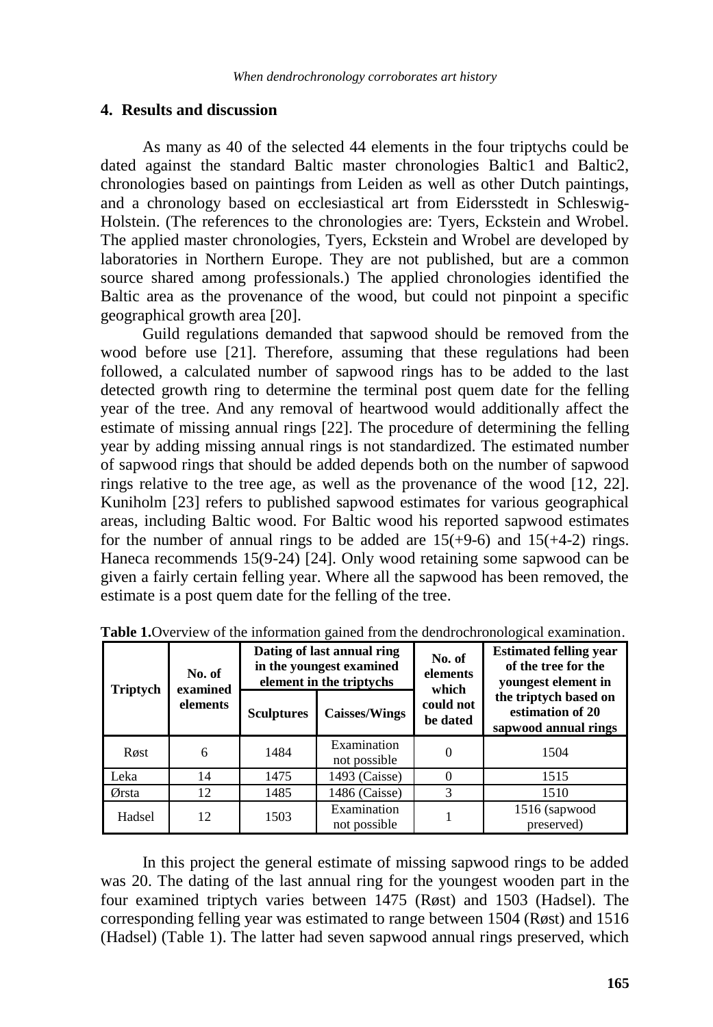## 4. Results and discussion

As many as 40 of the selected 44 elements in the four triptychs could be dated against the standard Baltic master chronologies Baltic1 and Baltic2, chronologies based on paintings from Leiden as well as other Dutch paintings, and a chronology based on ecclesiastical art from Eidersstedt in Schleswig-Holstein. (The references to the chronologies are: Tyers, Eckstein and Wrobel. The applied master chronologies, Tyers, Eckstein and Wrobel are developed by laboratories in Northern Europe. They are not published, but are a common source shared among professionals.) The applied chronologies identified the Baltic area as the provenance of the wood, but could not pinpoint a specific geographical growth area [20].

Guild regulations demanded that sapwood should be removed from the wood before use [21]. Therefore, assuming that these regulations had been followed, a calculated number of sapwood rings has to be added to the last detected growth ring to determine the terminal post quem date for the felling year of the tree. And any removal of heartwood would additionally affect the estimate of missing annual rings [22]. The procedure of determining the felling year by adding missing annual rings is not standardized. The estimated number of sapwood rings that should be added depends both on the number of sapwood rings relative to the tree age, as well as the provenance of the wood [12, 22]. Kuniholm [23] refers to published sapwood estimates for various geographical areas, including Baltic wood. For Baltic wood his reported sapwood estimates for the number of annual rings to be added are 15(+9-6) and 15(+4-2) rings. Haneca recommends 15(9-24) [24]. Only wood retaining some sapwood can be given a fairly certain felling year. Where all the sapwood has been removed, the estimate is a post quem date for the felling of the tree.

**Table 1.** Overview of the information gained from the dendrochronological examination.

| Triptych | No. of examined elements | Dating of last annual ring in the youngest examined element in the triptychs | | No. of elements which could not be dated | Estimated felling year of the tree for the youngest element in the triptych based on estimation of 20 sapwood annual rings |
|---|---|---|---|---|---|
| | | Sculptures | Caisses/Wings | | |
| Røst | 6 | 1484 | Examination not possible | 0 | 1504 |
| Leka | 14 | 1475 | 1493 (Caisse) | 0 | 1515 |
| Ørsta | 12 | 1485 | 1486 (Caisse) | 3 | 1510 |
| Hadsel | 12 | 1503 | Examination not possible | 1 | 1516 (sapwood preserved) |

In this project the general estimate of missing sapwood rings to be added was 20. The dating of the last annual ring for the youngest wooden part in the four examined triptych varies between 1475 (Røst) and 1503 (Hadsel). The corresponding felling year was estimated to range between 1504 (Røst) and 1516 (Hadsel) (Table 1). The latter had seven sapwood annual rings preserved, which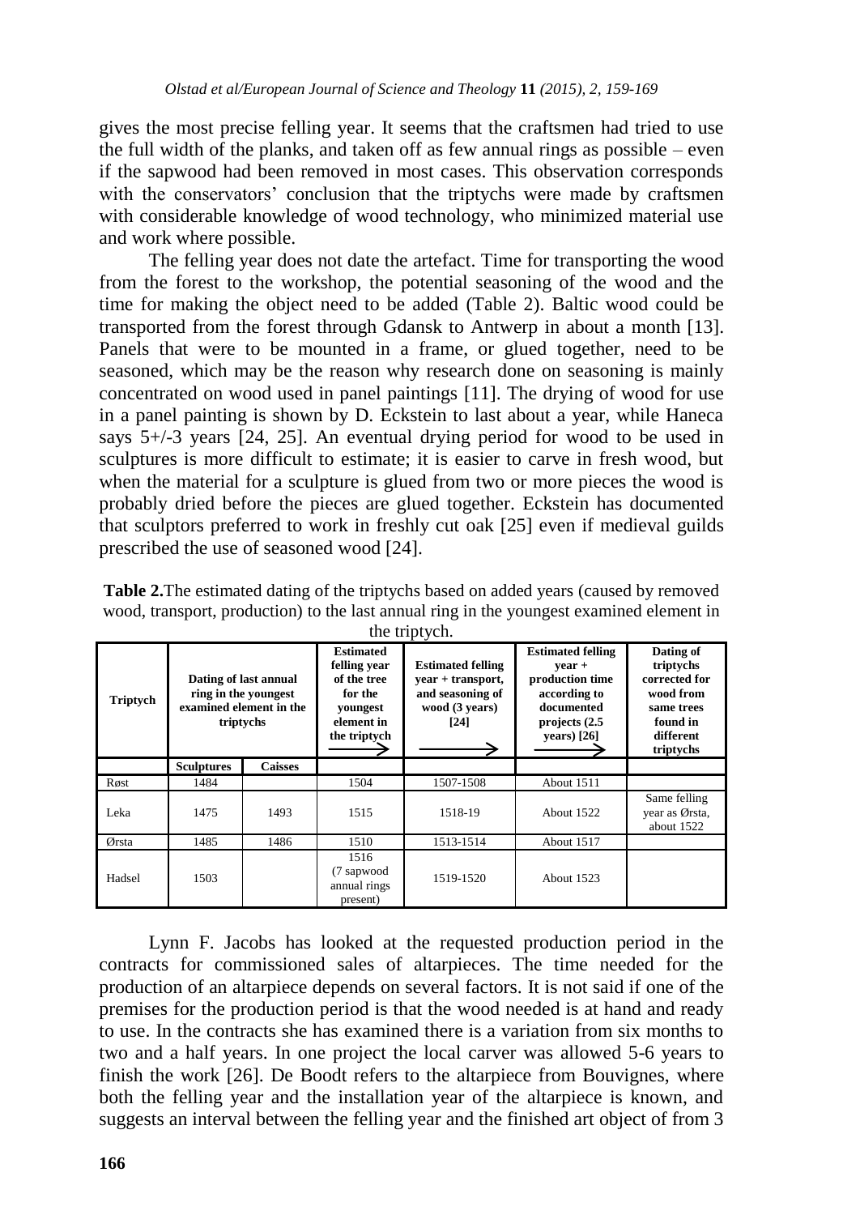gives the most precise felling year. It seems that the craftsmen had tried to use the full width of the planks, and taken off as few annual rings as possible – even if the sapwood had been removed in most cases. This observation corresponds with the conservators' conclusion that the triptychs were made by craftsmen with considerable knowledge of wood technology, who minimized material use and work where possible.

The felling year does not date the artefact. Time for transporting the wood from the forest to the workshop, the potential seasoning of the wood and the time for making the object need to be added (Table 2). Baltic wood could be transported from the forest through Gdansk to Antwerp in about a month [13]. Panels that were to be mounted in a frame, or glued together, need to be seasoned, which may be the reason why research done on seasoning is mainly concentrated on wood used in panel paintings [11]. The drying of wood for use in a panel painting is shown by D. Eckstein to last about a year, while Haneca says 5+/-3 years [24, 25]. An eventual drying period for wood to be used in sculptures is more difficult to estimate; it is easier to carve in fresh wood, but when the material for a sculpture is glued from two or more pieces the wood is probably dried before the pieces are glued together. Eckstein has documented that sculptors preferred to work in freshly cut oak [25] even if medieval guilds prescribed the use of seasoned wood [24].

**Table 2.** The estimated dating of the triptychs based on added years (caused by removed wood, transport, production) to the last annual ring in the youngest examined element in the triptych.

| Triptych | Dating of last annual ring in the youngest examined element in the triptychs | | Estimated felling year of the tree for the youngest element in the triptych → | Estimated felling year + transport, and seasoning of wood (3 years) [24] → | Estimated felling year + production time according to documented projects (2.5 years) [26] → | Dating of triptychs corrected for wood from same trees found in different triptychs |
|---|---|---|---|---|---|---|
| | Sculptures | Caisses | | | | |
| Røst | 1484 | | 1504 | 1507-1508 | About 1511 | |
| Leka | 1475 | 1493 | 1515 | 1518-19 | About 1522 | Same felling year as Ørsta, about 1522 |
| Ørsta | 1485 | 1486 | 1510 | 1513-1514 | About 1517 | |
| Hadsel | 1503 | | 1516 (7 sapwood annual rings present) | 1519-1520 | About 1523 | |

Lynn F. Jacobs has looked at the requested production period in the contracts for commissioned sales of altarpieces. The time needed for the production of an altarpiece depends on several factors. It is not said if one of the premises for the production period is that the wood needed is at hand and ready to use. In the contracts she has examined there is a variation from six months to two and a half years. In one project the local carver was allowed 5-6 years to finish the work [26]. De Boodt refers to the altarpiece from Bouvignes, where both the felling year and the installation year of the altarpiece is known, and suggests an interval between the felling year and the finished art object of from 3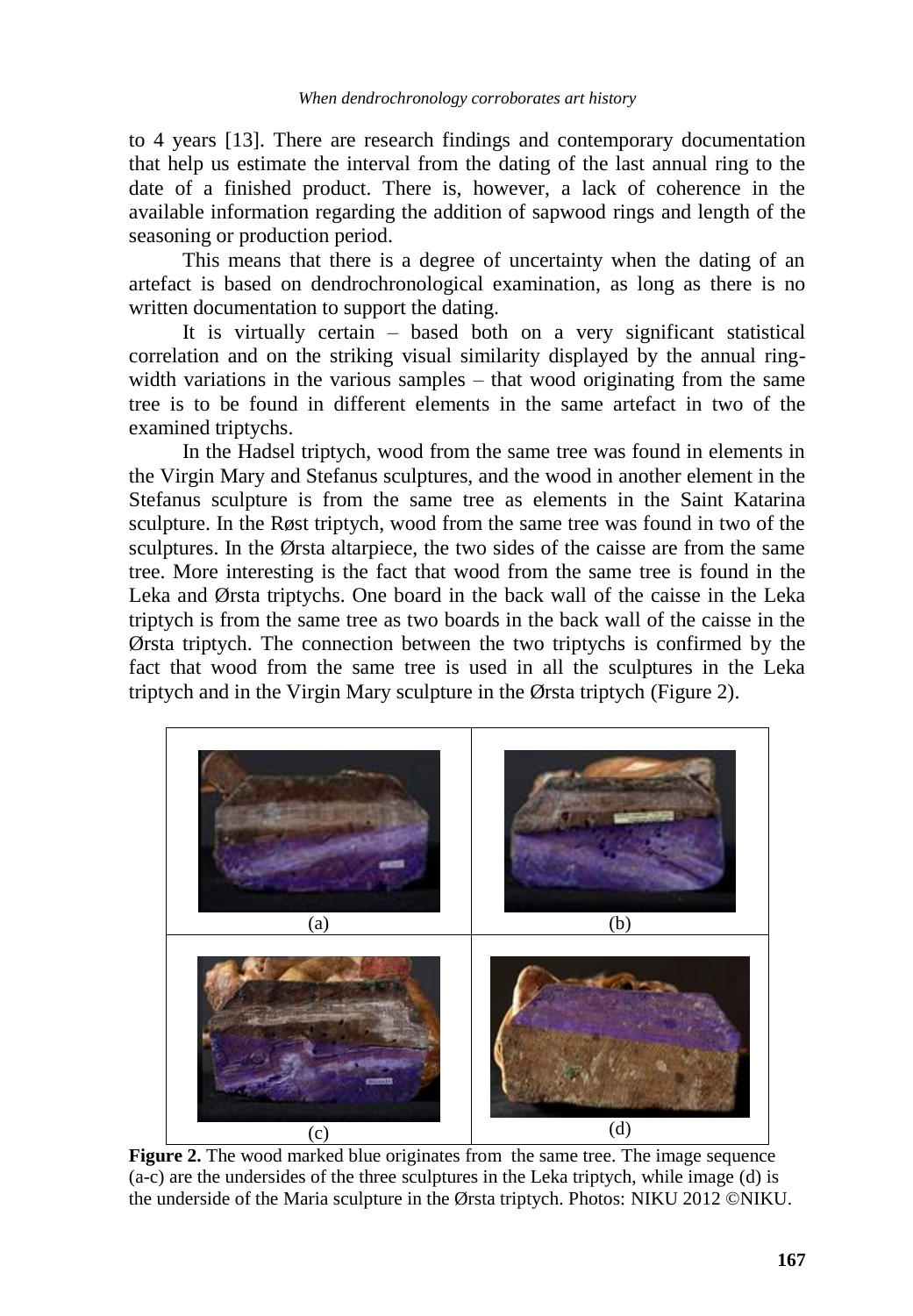to 4 years [13]. There are research findings and contemporary documentation that help us estimate the interval from the dating of the last annual ring to the date of a finished product. There is, however, a lack of coherence in the available information regarding the addition of sapwood rings and length of the seasoning or production period.

This means that there is a degree of uncertainty when the dating of an artefact is based on dendrochronological examination, as long as there is no written documentation to support the dating.

It is virtually certain – based both on a very significant statistical correlation and on the striking visual similarity displayed by the annual ring-width variations in the various samples – that wood originating from the same tree is to be found in different elements in the same artefact in two of the examined triptychs.

In the Hadsel triptych, wood from the same tree was found in elements in the Virgin Mary and Stefanus sculptures, and the wood in another element in the Stefanus sculpture is from the same tree as elements in the Saint Katarina sculpture. In the Røst triptych, wood from the same tree was found in two of the sculptures. In the Ørsta altarpiece, the two sides of the caisse are from the same tree. More interesting is the fact that wood from the same tree is found in the Leka and Ørsta triptychs. One board in the back wall of the caisse in the Leka triptych is from the same tree as two boards in the back wall of the caisse in the Ørsta triptych. The connection between the two triptychs is confirmed by the fact that wood from the same tree is used in all the sculptures in the Leka triptych and in the Virgin Mary sculpture in the Ørsta triptych (Figure 2).

(a) (b) (c) (d)

**Figure 2.** The wood marked blue originates from the same tree. The image sequence (a-c) are the undersides of the three sculptures in the Leka triptych, while image (d) is the underside of the Maria sculpture in the Ørsta triptych. Photos: NIKU 2012 ©NIKU.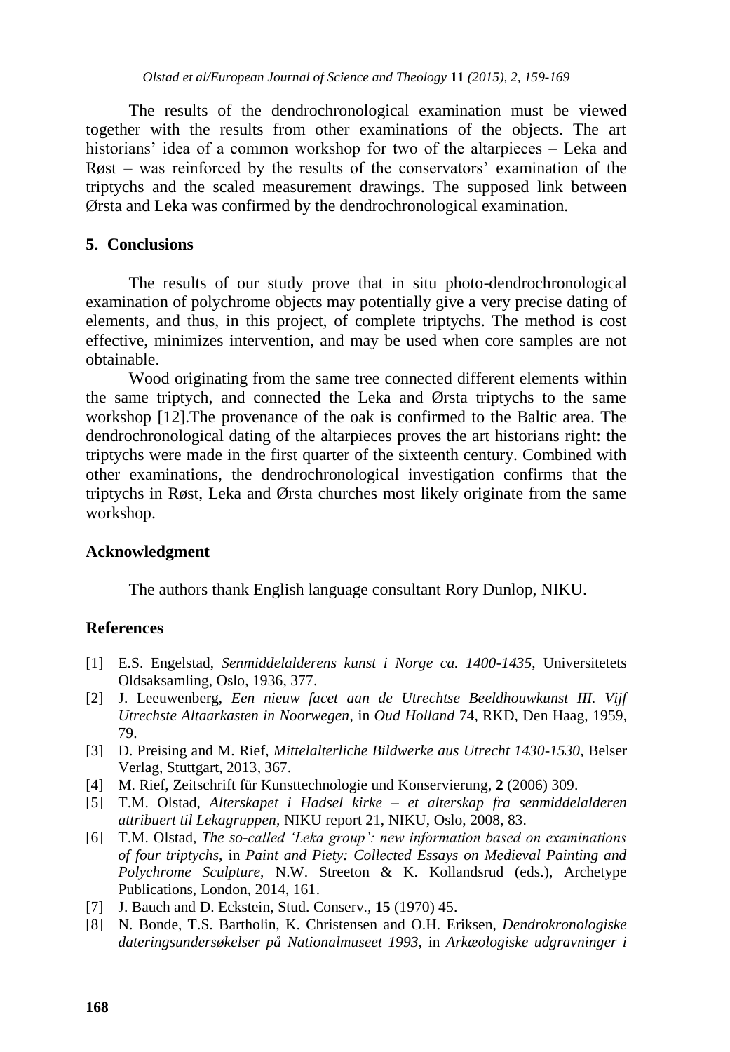The results of the dendrochronological examination must be viewed together with the results from other examinations of the objects. The art historians' idea of a common workshop for two of the altarpieces – Leka and Røst – was reinforced by the results of the conservators' examination of the triptychs and the scaled measurement drawings. The supposed link between Ørsta and Leka was confirmed by the dendrochronological examination.

## 5. Conclusions

The results of our study prove that in situ photo-dendrochronological examination of polychrome objects may potentially give a very precise dating of elements, and thus, in this project, of complete triptychs. The method is cost effective, minimizes intervention, and may be used when core samples are not obtainable.

Wood originating from the same tree connected different elements within the same triptych, and connected the Leka and Ørsta triptychs to the same workshop [12].The provenance of the oak is confirmed to the Baltic area. The dendrochronological dating of the altarpieces proves the art historians right: the triptychs were made in the first quarter of the sixteenth century. Combined with other examinations, the dendrochronological investigation confirms that the triptychs in Røst, Leka and Ørsta churches most likely originate from the same workshop.

## Acknowledgment

The authors thank English language consultant Rory Dunlop, NIKU.

## References

[1] E.S. Engelstad, *Senmiddelalderens kunst i Norge ca. 1400-1435*, Universitetets Oldsaksamling, Oslo, 1936, 377.

[2] J. Leeuwenberg, *Een nieuw facet aan de Utrechtse Beeldhouwkunst III. Vijf Utrechste Altaarkasten in Noorwegen*, in *Oud Holland* 74, RKD, Den Haag, 1959, 79.

[3] D. Preising and M. Rief, *Mittelalterliche Bildwerke aus Utrecht 1430-1530*, Belser Verlag, Stuttgart, 2013, 367.

[4] M. Rief, Zeitschrift für Kunsttechnologie und Konservierung, **2** (2006) 309.

[5] T.M. Olstad, *Alterskapet i Hadsel kirke – et alterskap fra senmiddelalderen attribuert til Lekagruppen*, NIKU report 21, NIKU, Oslo, 2008, 83.

[6] T.M. Olstad, *The so-called 'Leka group': new information based on examinations of four triptychs*, in *Paint and Piety: Collected Essays on Medieval Painting and Polychrome Sculpture*, N.W. Streeton & K. Kollandsrud (eds.), Archetype Publications, London, 2014, 161.

[7] J. Bauch and D. Eckstein, Stud. Conserv., **15** (1970) 45.

[8] N. Bonde, T.S. Bartholin, K. Christensen and O.H. Eriksen, *Dendrokronologiske dateringsundersøkelser på Nationalmuseet 1993*, in *Arkæologiske udgravninger i*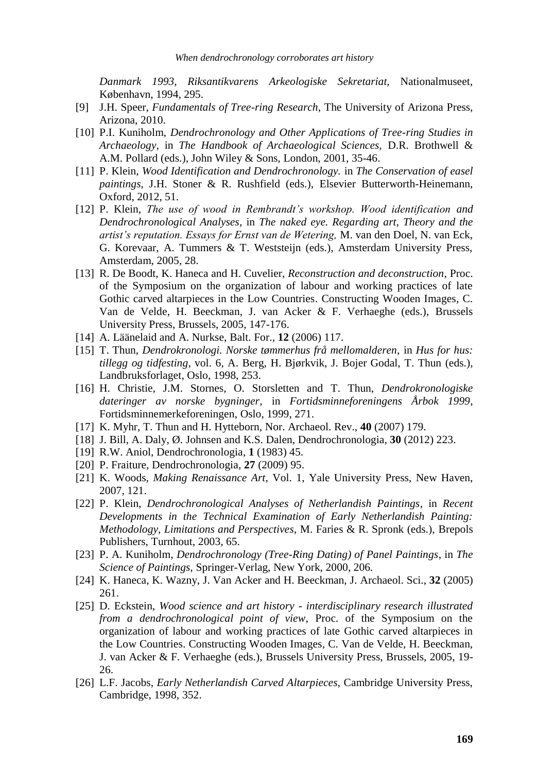*Danmark 1993, Riksantikvarens Arkeologiske Sekretariat,* Nationalmuseet, København, 1994, 295.

[9] J.H. Speer, *Fundamentals of Tree-ring Research*, The University of Arizona Press, Arizona, 2010.

[10] P.I. Kuniholm, *Dendrochronology and Other Applications of Tree-ring Studies in Archaeology,* in *The Handbook of Archaeological Sciences,* D.R. Brothwell & A.M. Pollard (eds.), John Wiley & Sons, London, 2001, 35-46.

[11] P. Klein, *Wood Identification and Dendrochronology.* in *The Conservation of easel paintings*, J.H. Stoner & R. Rushfield (eds.), Elsevier Butterworth-Heinemann, Oxford, 2012, 51.

[12] P. Klein, *The use of wood in Rembrandt's workshop. Wood identification and Dendrochronological Analyses*, in *The naked eye. Regarding art, Theory and the artist's reputation. Essays for Ernst van de Wetering,* M. van den Doel, N. van Eck, G. Korevaar, A. Tummers & T. Weststeijn (eds.), Amsterdam University Press, Amsterdam, 2005, 28.

[13] R. De Boodt, K. Haneca and H. Cuvelier, *Reconstruction and deconstruction*, Proc. of the Symposium on the organization of labour and working practices of late Gothic carved altarpieces in the Low Countries. Constructing Wooden Images, C. Van de Velde, H. Beeckman, J. van Acker & F. Verhaeghe (eds.), Brussels University Press, Brussels, 2005, 147-176.

[14] A. Läänelaid and A. Nurkse, Balt. For., **12** (2006) 117.

[15] T. Thun, *Dendrokronologi. Norske tømmerhus frå mellomalderen*, in *Hus for hus: tillegg og tidfesting*, vol. 6, A. Berg, H. Bjørkvik, J. Bojer Godal, T. Thun (eds.), Landbruksforlaget, Oslo, 1998, 253.

[16] H. Christie, J.M. Stornes, O. Storsletten and T. Thun, *Dendrokronologiske dateringer av norske bygninger*, in *Fortidsminneforeningens Årbok 1999*, Fortidsminnemerkeforeningen, Oslo, 1999, 271.

[17] K. Myhr, T. Thun and H. Hytteborn, Nor. Archaeol. Rev., **40** (2007) 179.

[18] J. Bill, A. Daly, Ø. Johnsen and K.S. Dalen, Dendrochronologia, **30** (2012) 223.

[19] R.W. Aniol, Dendrochronologia, **1** (1983) 45.

[20] P. Fraiture, Dendrochronologia, **27** (2009) 95.

[21] K. Woods, *Making Renaissance Art*, Vol. 1, Yale University Press, New Haven, 2007, 121.

[22] P. Klein, *Dendrochronological Analyses of Netherlandish Paintings*, in *Recent Developments in the Technical Examination of Early Netherlandish Painting: Methodology, Limitations and Perspectives,* M. Faries & R. Spronk (eds.), Brepols Publishers, Turnhout, 2003, 65.

[23] P. A. Kuniholm, *Dendrochronology (Tree-Ring Dating) of Panel Paintings*, in *The Science of Paintings,* Springer-Verlag, New York, 2000, 206.

[24] K. Haneca, K. Wazny, J. Van Acker and H. Beeckman, J. Archaeol. Sci., **32** (2005) 261.

[25] D. Eckstein, *Wood science and art history - interdisciplinary research illustrated from a dendrochronological point of view*, Proc. of the Symposium on the organization of labour and working practices of late Gothic carved altarpieces in the Low Countries. Constructing Wooden Images, C. Van de Velde, H. Beeckman, J. van Acker & F. Verhaeghe (eds.), Brussels University Press, Brussels, 2005, 19-26.

[26] L.F. Jacobs, *Early Netherlandish Carved Altarpieces,* Cambridge University Press, Cambridge, 1998, 352.